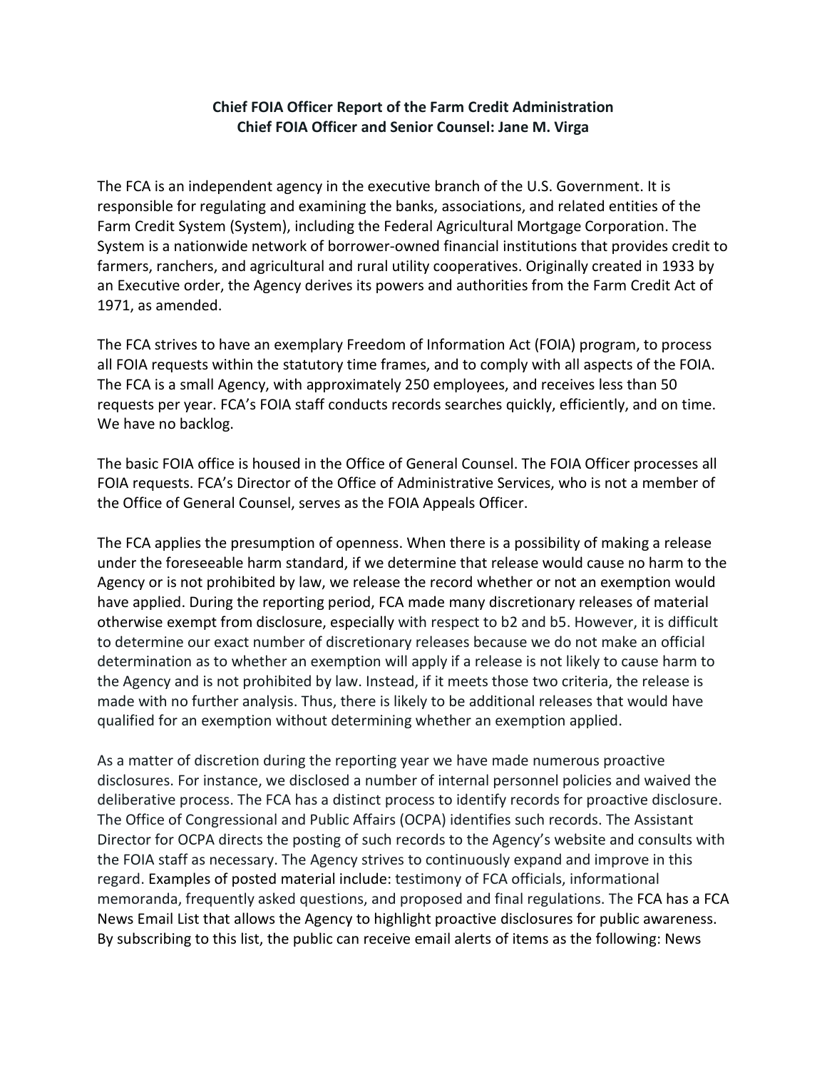**Chief FOIA Officer Report of the Farm Credit Administration**
**Chief FOIA Officer and Senior Counsel: Jane M. Virga**

The FCA is an independent agency in the executive branch of the U.S. Government. It is responsible for regulating and examining the banks, associations, and related entities of the Farm Credit System (System), including the Federal Agricultural Mortgage Corporation. The System is a nationwide network of borrower-owned financial institutions that provides credit to farmers, ranchers, and agricultural and rural utility cooperatives. Originally created in 1933 by an Executive order, the Agency derives its powers and authorities from the Farm Credit Act of 1971, as amended.

The FCA strives to have an exemplary Freedom of Information Act (FOIA) program, to process all FOIA requests within the statutory time frames, and to comply with all aspects of the FOIA. The FCA is a small Agency, with approximately 250 employees, and receives less than 50 requests per year. FCA's FOIA staff conducts records searches quickly, efficiently, and on time. We have no backlog.

The basic FOIA office is housed in the Office of General Counsel. The FOIA Officer processes all FOIA requests. FCA's Director of the Office of Administrative Services, who is not a member of the Office of General Counsel, serves as the FOIA Appeals Officer.

The FCA applies the presumption of openness. When there is a possibility of making a release under the foreseeable harm standard, if we determine that release would cause no harm to the Agency or is not prohibited by law, we release the record whether or not an exemption would have applied. During the reporting period, FCA made many discretionary releases of material otherwise exempt from disclosure, especially with respect to b2 and b5. However, it is difficult to determine our exact number of discretionary releases because we do not make an official determination as to whether an exemption will apply if a release is not likely to cause harm to the Agency and is not prohibited by law. Instead, if it meets those two criteria, the release is made with no further analysis. Thus, there is likely to be additional releases that would have qualified for an exemption without determining whether an exemption applied.

As a matter of discretion during the reporting year we have made numerous proactive disclosures. For instance, we disclosed a number of internal personnel policies and waived the deliberative process. The FCA has a distinct process to identify records for proactive disclosure. The Office of Congressional and Public Affairs (OCPA) identifies such records. The Assistant Director for OCPA directs the posting of such records to the Agency's website and consults with the FOIA staff as necessary. The Agency strives to continuously expand and improve in this regard. Examples of posted material include: testimony of FCA officials, informational memoranda, frequently asked questions, and proposed and final regulations. The FCA has a FCA News Email List that allows the Agency to highlight proactive disclosures for public awareness. By subscribing to this list, the public can receive email alerts of items as the following: News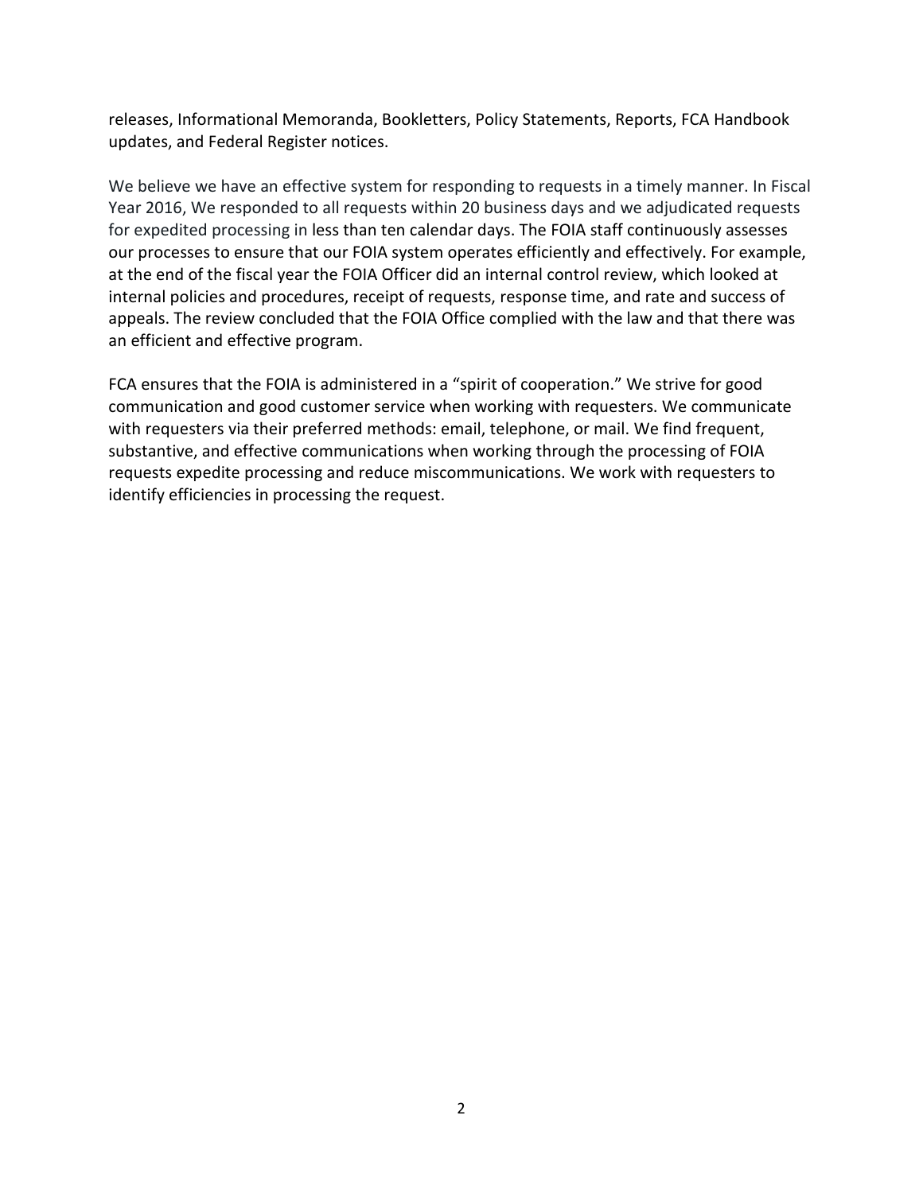releases, Informational Memoranda, Bookletters, Policy Statements, Reports, FCA Handbook updates, and Federal Register notices.

We believe we have an effective system for responding to requests in a timely manner. In Fiscal Year 2016, We responded to all requests within 20 business days and we adjudicated requests for expedited processing in less than ten calendar days. The FOIA staff continuously assesses our processes to ensure that our FOIA system operates efficiently and effectively. For example, at the end of the fiscal year the FOIA Officer did an internal control review, which looked at internal policies and procedures, receipt of requests, response time, and rate and success of appeals. The review concluded that the FOIA Office complied with the law and that there was an efficient and effective program.

FCA ensures that the FOIA is administered in a "spirit of cooperation." We strive for good communication and good customer service when working with requesters. We communicate with requesters via their preferred methods: email, telephone, or mail. We find frequent, substantive, and effective communications when working through the processing of FOIA requests expedite processing and reduce miscommunications. We work with requesters to identify efficiencies in processing the request.